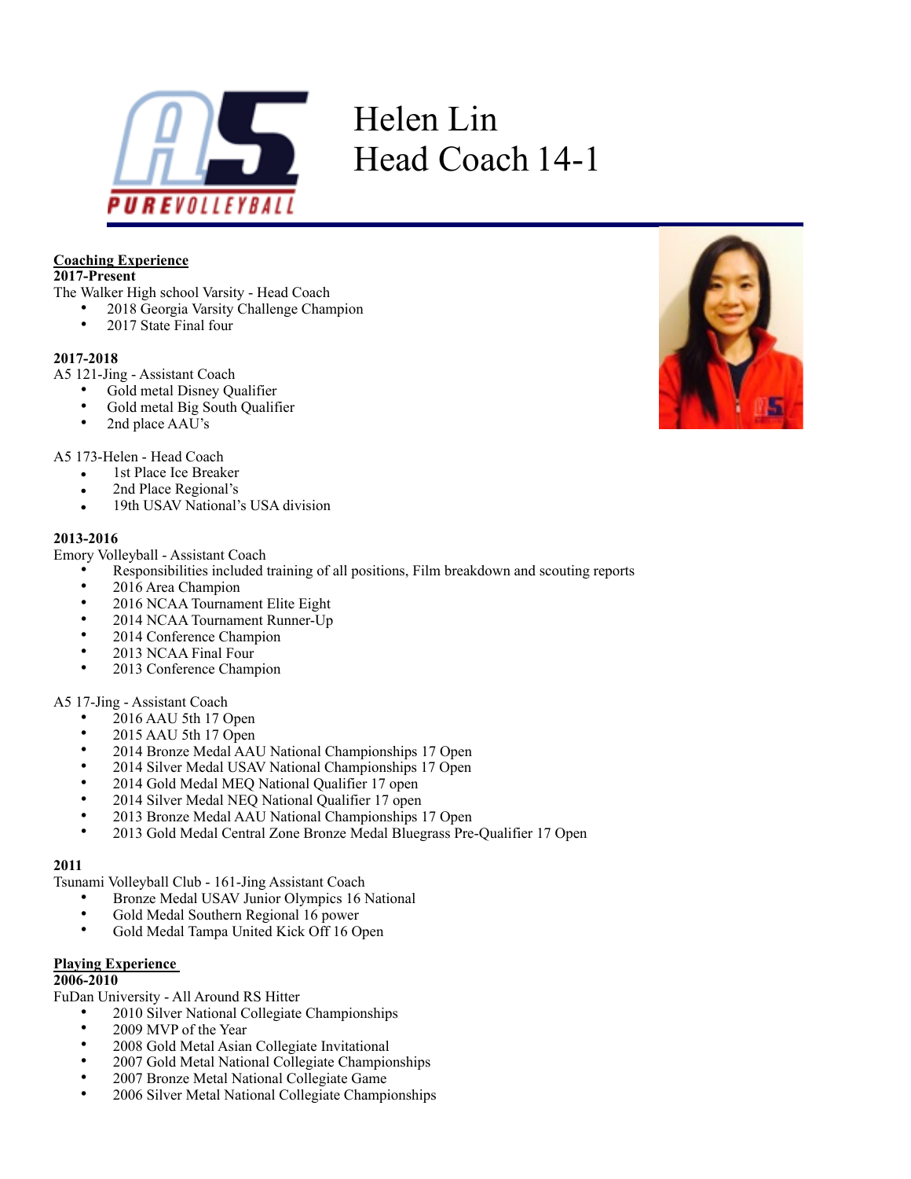# Helen Lin
# Head Coach 14-1

**Coaching Experience**

**2017-Present**

The Walker High school Varsity - Head Coach

- 2018 Georgia Varsity Challenge Champion
- 2017 State Final four

**2017-2018**

A5 121-Jing - Assistant Coach

- Gold metal Disney Qualifier
- Gold metal Big South Qualifier
- 2nd place AAU's

A5 173-Helen - Head Coach

- 1st Place Ice Breaker
- 2nd Place Regional's
- 19th USAV National's USA division

**2013-2016**

Emory Volleyball - Assistant Coach

- Responsibilities included training of all positions, Film breakdown and scouting reports
- 2016 Area Champion
- 2016 NCAA Tournament Elite Eight
- 2014 NCAA Tournament Runner-Up
- 2014 Conference Champion
- 2013 NCAA Final Four
- 2013 Conference Champion

A5 17-Jing - Assistant Coach

- 2016 AAU 5th 17 Open
- 2015 AAU 5th 17 Open
- 2014 Bronze Medal AAU National Championships 17 Open
- 2014 Silver Medal USAV National Championships 17 Open
- 2014 Gold Medal MEQ National Qualifier 17 open
- 2014 Silver Medal NEQ National Qualifier 17 open
- 2013 Bronze Medal AAU National Championships 17 Open
- 2013 Gold Medal Central Zone Bronze Medal Bluegrass Pre-Qualifier 17 Open

**2011**

Tsunami Volleyball Club - 161-Jing Assistant Coach

- Bronze Medal USAV Junior Olympics 16 National
- Gold Medal Southern Regional 16 power
- Gold Medal Tampa United Kick Off 16 Open

**Playing Experience**

**2006-2010**

FuDan University - All Around RS Hitter

- 2010 Silver National Collegiate Championships
- 2009 MVP of the Year
- 2008 Gold Metal Asian Collegiate Invitational
- 2007 Gold Metal National Collegiate Championships
- 2007 Bronze Metal National Collegiate Game
- 2006 Silver Metal National Collegiate Championships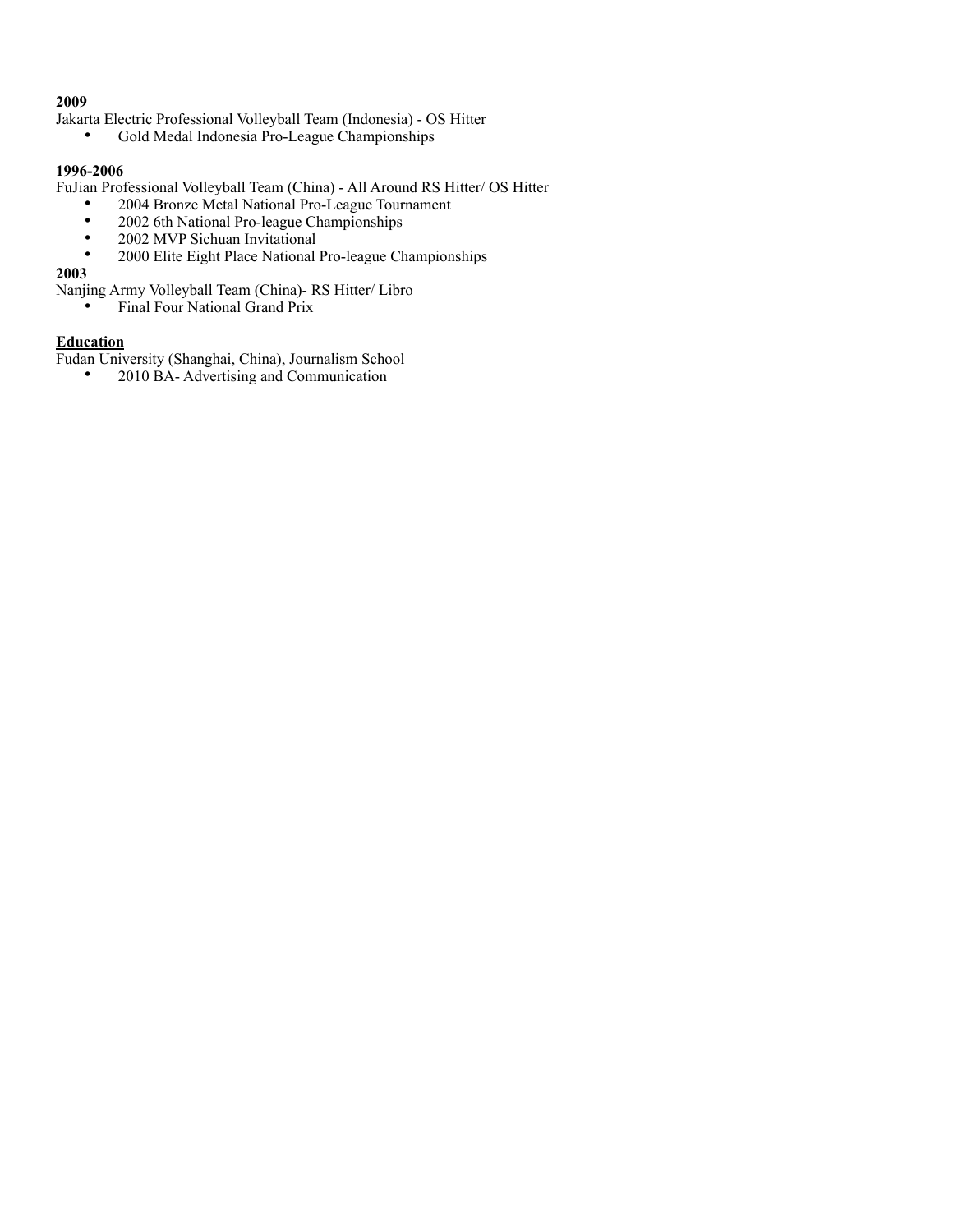**2009**

Jakarta Electric Professional Volleyball Team (Indonesia) - OS Hitter

- Gold Medal Indonesia Pro-League Championships

**1996-2006**

FuJian Professional Volleyball Team (China) - All Around RS Hitter/ OS Hitter

- 2004 Bronze Metal National Pro-League Tournament
- 2002 6th National Pro-league Championships
- 2002 MVP Sichuan Invitational
- 2000 Elite Eight Place National Pro-league Championships

**2003**

Nanjing Army Volleyball Team (China)- RS Hitter/ Libro

- Final Four National Grand Prix

**Education**

Fudan University (Shanghai, China), Journalism School

- 2010 BA- Advertising and Communication